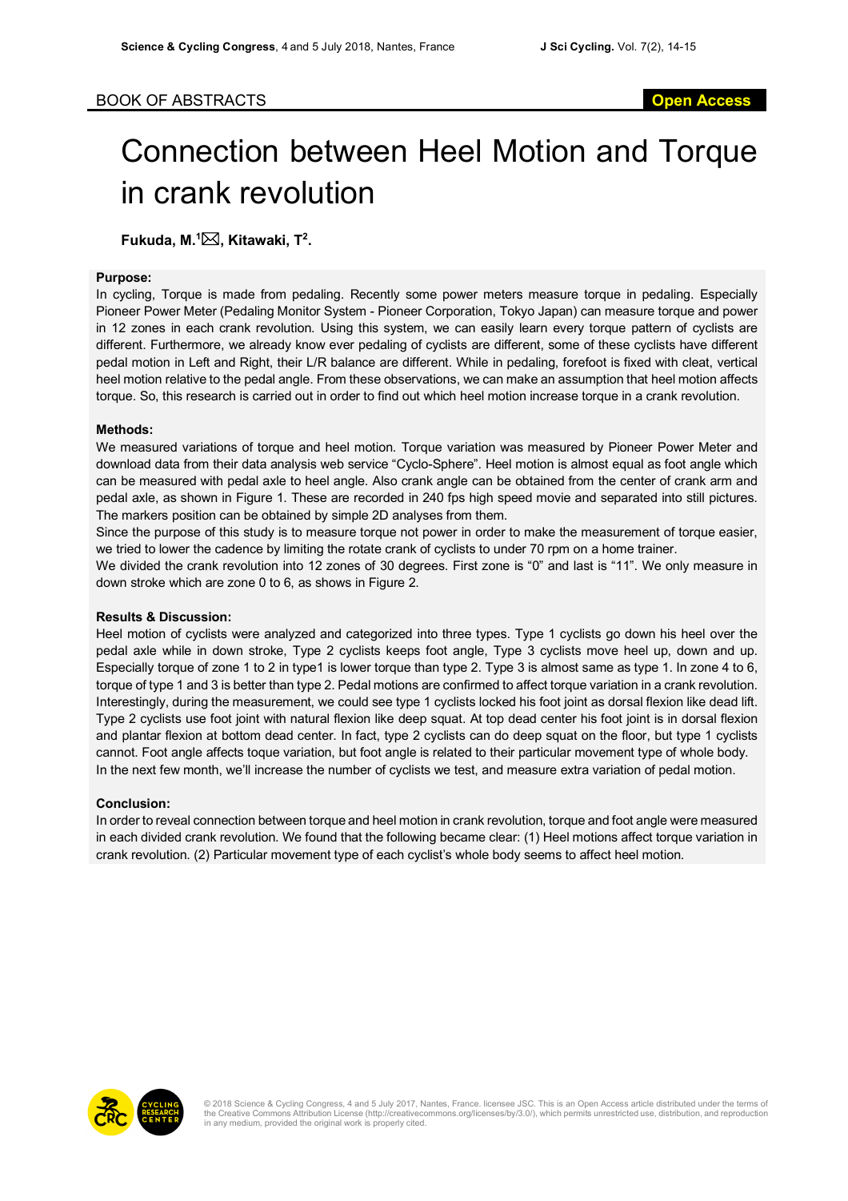BOOK OF ABSTRACTS

Open Access

# Connection between Heel Motion and Torque in crank revolution

**Fukuda, M.[1]✉, Kitawaki, T[2].**

### Purpose:

In cycling, Torque is made from pedaling. Recently some power meters measure torque in pedaling. Especially Pioneer Power Meter (Pedaling Monitor System - Pioneer Corporation, Tokyo Japan) can measure torque and power in 12 zones in each crank revolution. Using this system, we can easily learn every torque pattern of cyclists are different. Furthermore, we already know ever pedaling of cyclists are different, some of these cyclists have different pedal motion in Left and Right, their L/R balance are different. While in pedaling, forefoot is fixed with cleat, vertical heel motion relative to the pedal angle. From these observations, we can make an assumption that heel motion affects torque. So, this research is carried out in order to find out which heel motion increase torque in a crank revolution.

### Methods:

We measured variations of torque and heel motion. Torque variation was measured by Pioneer Power Meter and download data from their data analysis web service "Cyclo-Sphere". Heel motion is almost equal as foot angle which can be measured with pedal axle to heel angle. Also crank angle can be obtained from the center of crank arm and pedal axle, as shown in Figure 1. These are recorded in 240 fps high speed movie and separated into still pictures. The markers position can be obtained by simple 2D analyses from them.

Since the purpose of this study is to measure torque not power in order to make the measurement of torque easier, we tried to lower the cadence by limiting the rotate crank of cyclists to under 70 rpm on a home trainer.

We divided the crank revolution into 12 zones of 30 degrees. First zone is "0" and last is "11". We only measure in down stroke which are zone 0 to 6, as shows in Figure 2.

### Results & Discussion:

Heel motion of cyclists were analyzed and categorized into three types. Type 1 cyclists go down his heel over the pedal axle while in down stroke, Type 2 cyclists keeps foot angle, Type 3 cyclists move heel up, down and up. Especially torque of zone 1 to 2 in type1 is lower torque than type 2. Type 3 is almost same as type 1. In zone 4 to 6, torque of type 1 and 3 is better than type 2. Pedal motions are confirmed to affect torque variation in a crank revolution. Interestingly, during the measurement, we could see type 1 cyclists locked his foot joint as dorsal flexion like dead lift. Type 2 cyclists use foot joint with natural flexion like deep squat. At top dead center his foot joint is in dorsal flexion and plantar flexion at bottom dead center. In fact, type 2 cyclists can do deep squat on the floor, but type 1 cyclists cannot. Foot angle affects toque variation, but foot angle is related to their particular movement type of whole body. In the next few month, we'll increase the number of cyclists we test, and measure extra variation of pedal motion.

### Conclusion:

In order to reveal connection between torque and heel motion in crank revolution, torque and foot angle were measured in each divided crank revolution. We found that the following became clear: (1) Heel motions affect torque variation in crank revolution. (2) Particular movement type of each cyclist's whole body seems to affect heel motion.

© 2018 Science & Cycling Congress, 4 and 5 July 2017, Nantes, France. licensee JSC. This is an Open Access article distributed under the terms of the Creative Commons Attribution License (http://creativecommons.org/licenses/by/3.0/), which permits unrestricted use, distribution, and reproduction in any medium, provided the original work is properly cited.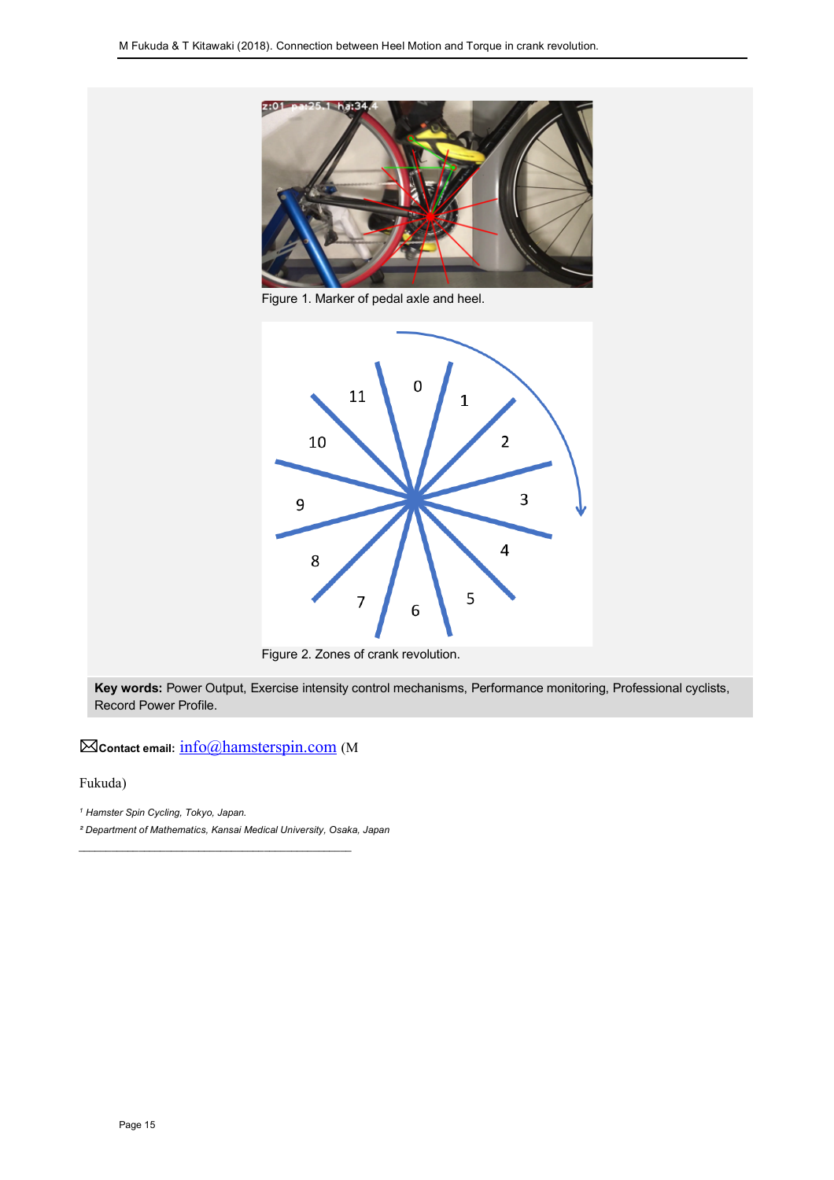Figure 1. Marker of pedal axle and heel.

0
1
2
3
4
5
6
7
8
9
10
11

Figure 2. Zones of crank revolution.

**Key words:** Power Output, Exercise intensity control mechanisms, Performance monitoring, Professional cyclists, Record Power Profile.

✉**Contact email:** info@hamsterspin.com (M Fukuda)

[1] *Hamster Spin Cycling, Tokyo, Japan.*

[2] *Department of Mathematics, Kansai Medical University, Osaka, Japan*